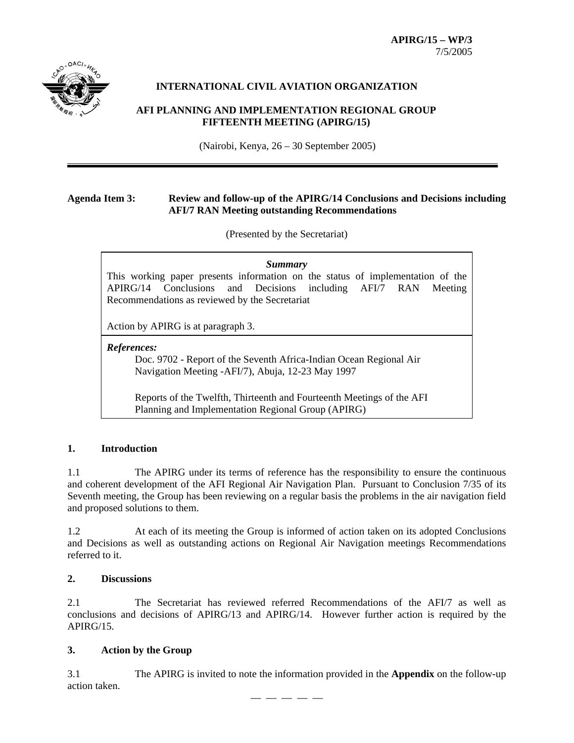**APIRG/15 – WP/3**
7/5/2005

**INTERNATIONAL CIVIL AVIATION ORGANIZATION**

**AFI PLANNING AND IMPLEMENTATION REGIONAL GROUP FIFTEENTH MEETING (APIRG/15)**

(Nairobi, Kenya, 26 – 30 September 2005)

---

**Agenda Item 3: Review and follow-up of the APIRG/14 Conclusions and Decisions including AFI/7 RAN Meeting outstanding Recommendations**

(Presented by the Secretariat)

> ***Summary***
>
> This working paper presents information on the status of implementation of the APIRG/14 Conclusions and Decisions including AFI/7 RAN Meeting Recommendations as reviewed by the Secretariat
>
> Action by APIRG is at paragraph 3.
>
> ***References:***
>
> Doc. 9702 - Report of the Seventh Africa-Indian Ocean Regional Air Navigation Meeting -AFI/7), Abuja, 12-23 May 1997
>
> Reports of the Twelfth, Thirteenth and Fourteenth Meetings of the AFI Planning and Implementation Regional Group (APIRG)

## 1. Introduction

1.1 The APIRG under its terms of reference has the responsibility to ensure the continuous and coherent development of the AFI Regional Air Navigation Plan. Pursuant to Conclusion 7/35 of its Seventh meeting, the Group has been reviewing on a regular basis the problems in the air navigation field and proposed solutions to them.

1.2 At each of its meeting the Group is informed of action taken on its adopted Conclusions and Decisions as well as outstanding actions on Regional Air Navigation meetings Recommendations referred to it.

## 2. Discussions

2.1 The Secretariat has reviewed referred Recommendations of the AFI/7 as well as conclusions and decisions of APIRG/13 and APIRG/14. However further action is required by the APIRG/15.

## 3. Action by the Group

3.1 The APIRG is invited to note the information provided in the **Appendix** on the follow-up action taken.

— — — — —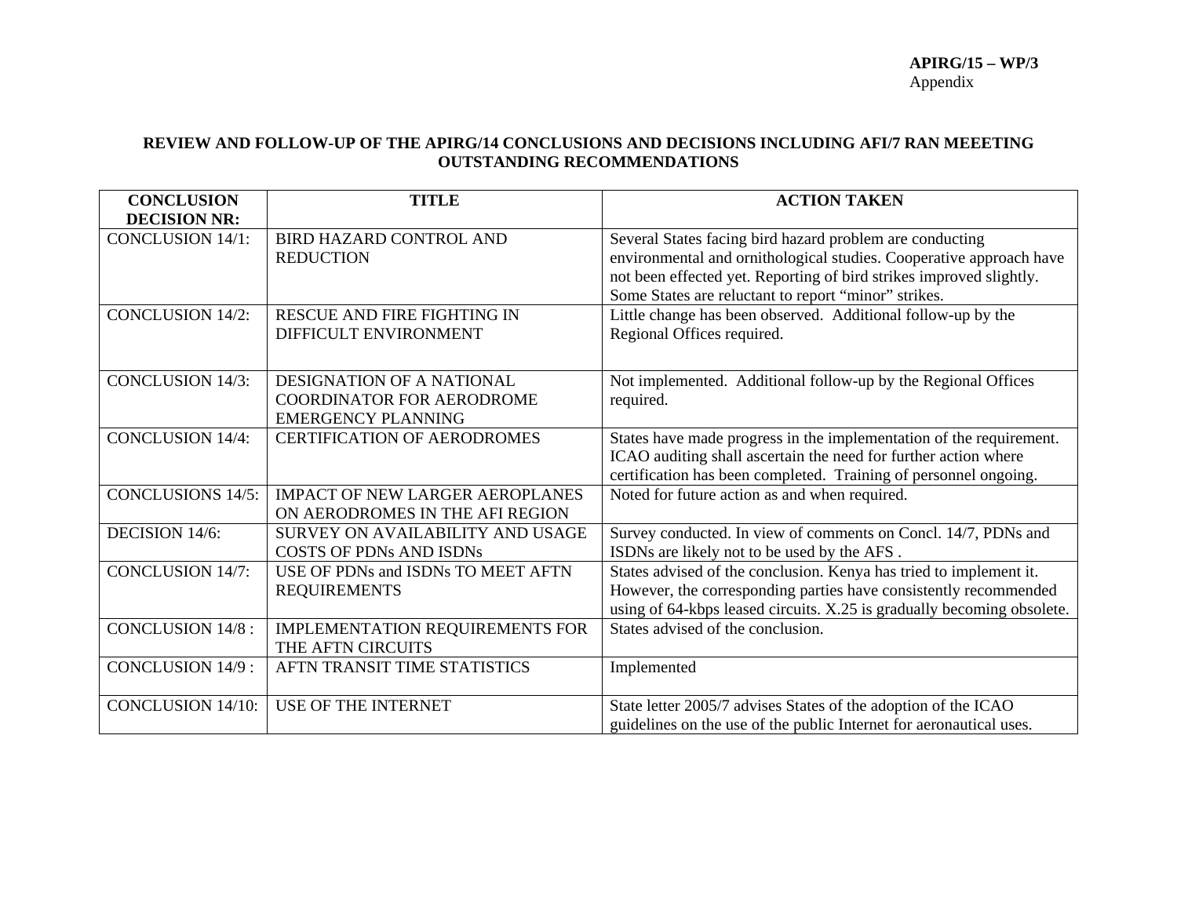**APIRG/15 – WP/3**
Appendix

**REVIEW AND FOLLOW-UP OF THE APIRG/14 CONCLUSIONS AND DECISIONS INCLUDING AFI/7 RAN MEEETING OUTSTANDING RECOMMENDATIONS**

| CONCLUSION DECISION NR: | TITLE | ACTION TAKEN |
|---|---|---|
| CONCLUSION 14/1: | BIRD HAZARD CONTROL AND REDUCTION | Several States facing bird hazard problem are conducting environmental and ornithological studies. Cooperative approach have not been effected yet. Reporting of bird strikes improved slightly. Some States are reluctant to report "minor" strikes. |
| CONCLUSION 14/2: | RESCUE AND FIRE FIGHTING IN DIFFICULT ENVIRONMENT | Little change has been observed. Additional follow-up by the Regional Offices required. |
| CONCLUSION 14/3: | DESIGNATION OF A NATIONAL COORDINATOR FOR AERODROME EMERGENCY PLANNING | Not implemented. Additional follow-up by the Regional Offices required. |
| CONCLUSION 14/4: | CERTIFICATION OF AERODROMES | States have made progress in the implementation of the requirement. ICAO auditing shall ascertain the need for further action where certification has been completed. Training of personnel ongoing. |
| CONCLUSIONS 14/5: | IMPACT OF NEW LARGER AEROPLANES ON AERODROMES IN THE AFI REGION | Noted for future action as and when required. |
| DECISION 14/6: | SURVEY ON AVAILABILITY AND USAGE COSTS OF PDNs AND ISDNs | Survey conducted. In view of comments on Concl. 14/7, PDNs and ISDNs are likely not to be used by the AFS . |
| CONCLUSION 14/7: | USE OF PDNs and ISDNs TO MEET AFTN REQUIREMENTS | States advised of the conclusion. Kenya has tried to implement it. However, the corresponding parties have consistently recommended using of 64-kbps leased circuits. X.25 is gradually becoming obsolete. |
| CONCLUSION 14/8 : | IMPLEMENTATION REQUIREMENTS FOR THE AFTN CIRCUITS | States advised of the conclusion. |
| CONCLUSION 14/9 : | AFTN TRANSIT TIME STATISTICS | Implemented |
| CONCLUSION 14/10: | USE OF THE INTERNET | State letter 2005/7 advises States of the adoption of the ICAO guidelines on the use of the public Internet for aeronautical uses. |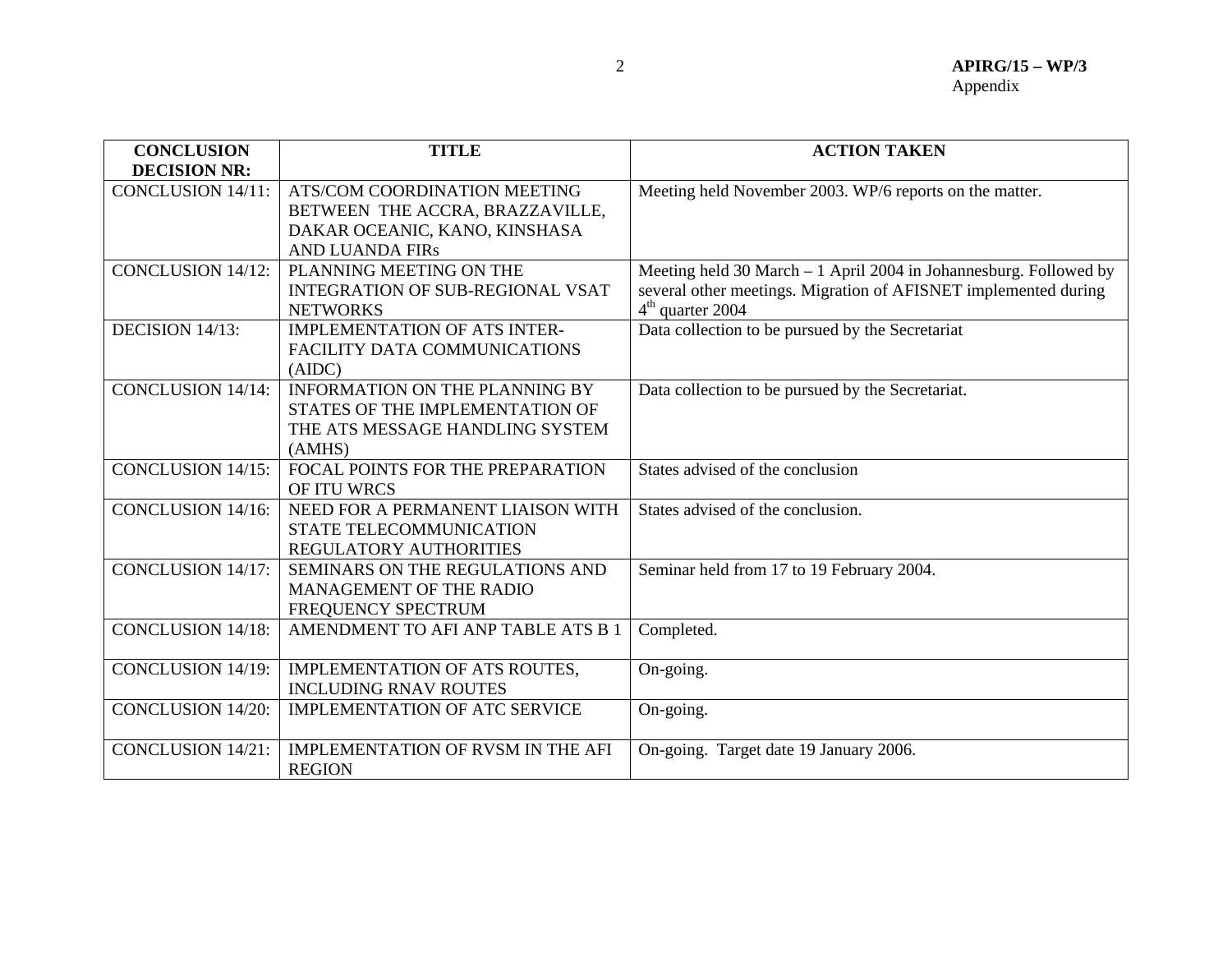| CONCLUSION DECISION NR: | TITLE | ACTION TAKEN |
|---|---|---|
| CONCLUSION 14/11: | ATS/COM COORDINATION MEETING BETWEEN THE ACCRA, BRAZZAVILLE, DAKAR OCEANIC, KANO, KINSHASA AND LUANDA FIRs | Meeting held November 2003. WP/6 reports on the matter. |
| CONCLUSION 14/12: | PLANNING MEETING ON THE INTEGRATION OF SUB-REGIONAL VSAT NETWORKS | Meeting held 30 March – 1 April 2004 in Johannesburg. Followed by several other meetings. Migration of AFISNET implemented during 4th quarter 2004 |
| DECISION 14/13: | IMPLEMENTATION OF ATS INTER-FACILITY DATA COMMUNICATIONS (AIDC) | Data collection to be pursued by the Secretariat |
| CONCLUSION 14/14: | INFORMATION ON THE PLANNING BY STATES OF THE IMPLEMENTATION OF THE ATS MESSAGE HANDLING SYSTEM (AMHS) | Data collection to be pursued by the Secretariat. |
| CONCLUSION 14/15: | FOCAL POINTS FOR THE PREPARATION OF ITU WRCS | States advised of the conclusion |
| CONCLUSION 14/16: | NEED FOR A PERMANENT LIAISON WITH STATE TELECOMMUNICATION REGULATORY AUTHORITIES | States advised of the conclusion. |
| CONCLUSION 14/17: | SEMINARS ON THE REGULATIONS AND MANAGEMENT OF THE RADIO FREQUENCY SPECTRUM | Seminar held from 17 to 19 February 2004. |
| CONCLUSION 14/18: | AMENDMENT TO AFI ANP TABLE ATS B 1 | Completed. |
| CONCLUSION 14/19: | IMPLEMENTATION OF ATS ROUTES, INCLUDING RNAV ROUTES | On-going. |
| CONCLUSION 14/20: | IMPLEMENTATION OF ATC SERVICE | On-going. |
| CONCLUSION 14/21: | IMPLEMENTATION OF RVSM IN THE AFI REGION | On-going. Target date 19 January 2006. |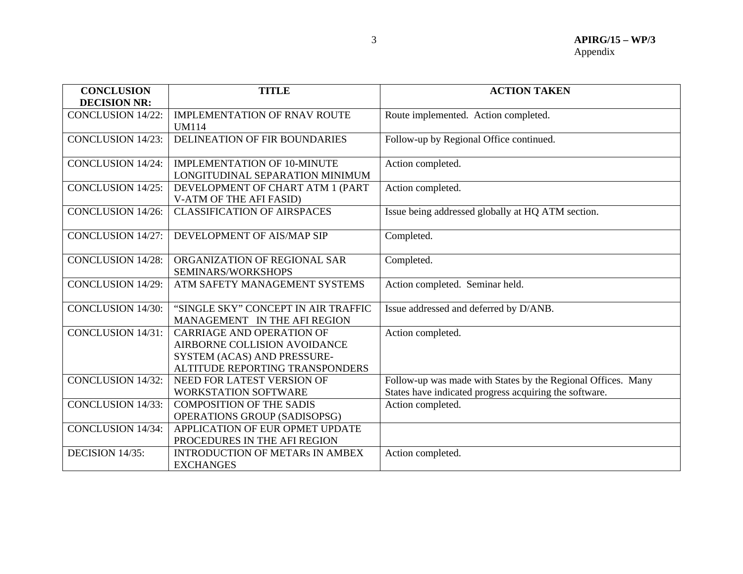| CONCLUSION DECISION NR: | TITLE | ACTION TAKEN |
|---|---|---|
| CONCLUSION 14/22: | IMPLEMENTATION OF RNAV ROUTE UM114 | Route implemented. Action completed. |
| CONCLUSION 14/23: | DELINEATION OF FIR BOUNDARIES | Follow-up by Regional Office continued. |
| CONCLUSION 14/24: | IMPLEMENTATION OF 10-MINUTE LONGITUDINAL SEPARATION MINIMUM | Action completed. |
| CONCLUSION 14/25: | DEVELOPMENT OF CHART ATM 1 (PART V-ATM OF THE AFI FASID) | Action completed. |
| CONCLUSION 14/26: | CLASSIFICATION OF AIRSPACES | Issue being addressed globally at HQ ATM section. |
| CONCLUSION 14/27: | DEVELOPMENT OF AIS/MAP SIP | Completed. |
| CONCLUSION 14/28: | ORGANIZATION OF REGIONAL SAR SEMINARS/WORKSHOPS | Completed. |
| CONCLUSION 14/29: | ATM SAFETY MANAGEMENT SYSTEMS | Action completed. Seminar held. |
| CONCLUSION 14/30: | "SINGLE SKY" CONCEPT IN AIR TRAFFIC MANAGEMENT IN THE AFI REGION | Issue addressed and deferred by D/ANB. |
| CONCLUSION 14/31: | CARRIAGE AND OPERATION OF AIRBORNE COLLISION AVOIDANCE SYSTEM (ACAS) AND PRESSURE-ALTITUDE REPORTING TRANSPONDERS | Action completed. |
| CONCLUSION 14/32: | NEED FOR LATEST VERSION OF WORKSTATION SOFTWARE | Follow-up was made with States by the Regional Offices. Many States have indicated progress acquiring the software. |
| CONCLUSION 14/33: | COMPOSITION OF THE SADIS OPERATIONS GROUP (SADISOPSG) | Action completed. |
| CONCLUSION 14/34: | APPLICATION OF EUR OPMET UPDATE PROCEDURES IN THE AFI REGION | |
| DECISION 14/35: | INTRODUCTION OF METARs IN AMBEX EXCHANGES | Action completed. |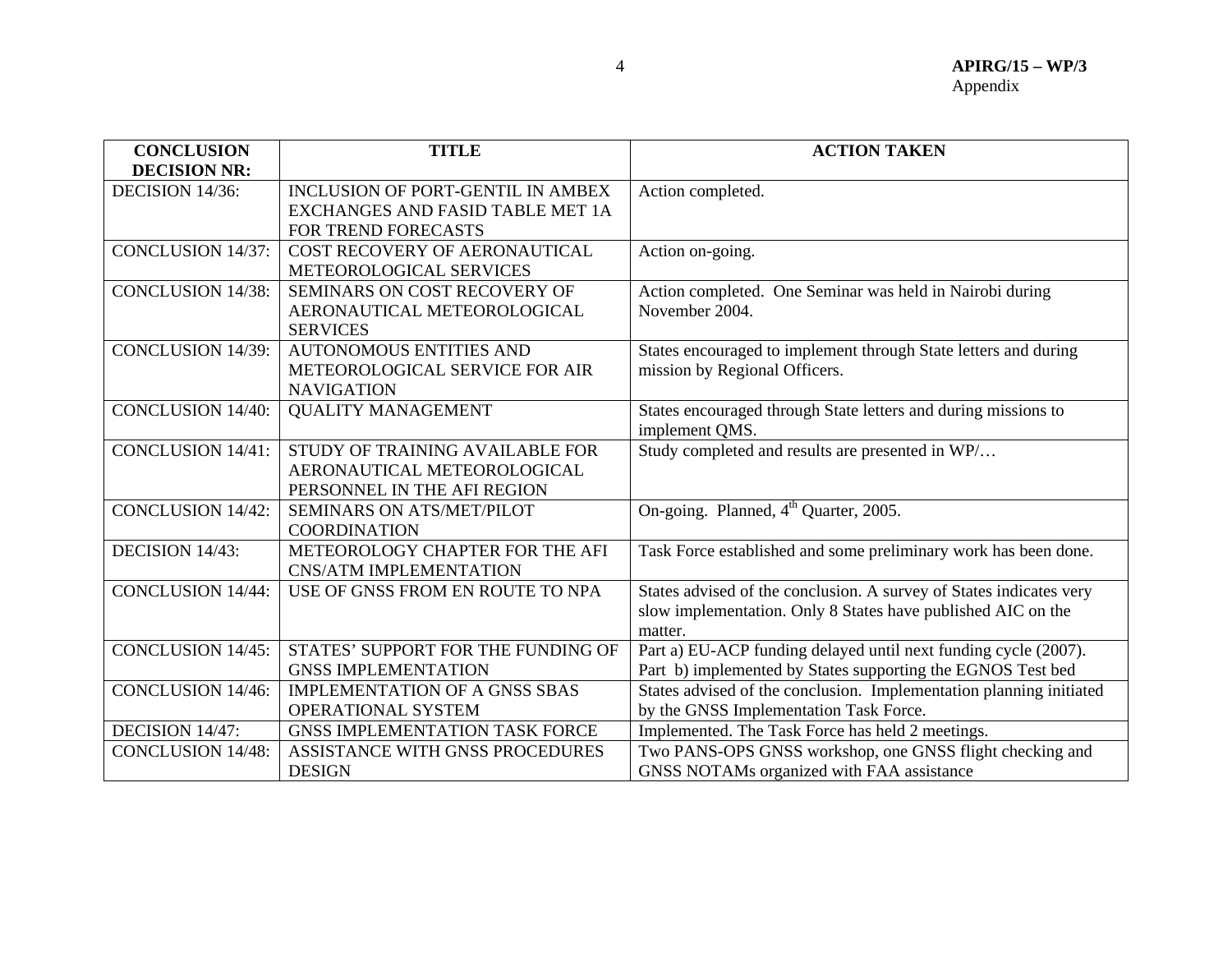| CONCLUSION DECISION NR: | TITLE | ACTION TAKEN |
|---|---|---|
| DECISION 14/36: | INCLUSION OF PORT-GENTIL IN AMBEX EXCHANGES AND FASID TABLE MET 1A FOR TREND FORECASTS | Action completed. |
| CONCLUSION 14/37: | COST RECOVERY OF AERONAUTICAL METEOROLOGICAL SERVICES | Action on-going. |
| CONCLUSION 14/38: | SEMINARS ON COST RECOVERY OF AERONAUTICAL METEOROLOGICAL SERVICES | Action completed. One Seminar was held in Nairobi during November 2004. |
| CONCLUSION 14/39: | AUTONOMOUS ENTITIES AND METEOROLOGICAL SERVICE FOR AIR NAVIGATION | States encouraged to implement through State letters and during mission by Regional Officers. |
| CONCLUSION 14/40: | QUALITY MANAGEMENT | States encouraged through State letters and during missions to implement QMS. |
| CONCLUSION 14/41: | STUDY OF TRAINING AVAILABLE FOR AERONAUTICAL METEOROLOGICAL PERSONNEL IN THE AFI REGION | Study completed and results are presented in WP/… |
| CONCLUSION 14/42: | SEMINARS ON ATS/MET/PILOT COORDINATION | On-going. Planned, 4th Quarter, 2005. |
| DECISION 14/43: | METEOROLOGY CHAPTER FOR THE AFI CNS/ATM IMPLEMENTATION | Task Force established and some preliminary work has been done. |
| CONCLUSION 14/44: | USE OF GNSS FROM EN ROUTE TO NPA | States advised of the conclusion. A survey of States indicates very slow implementation. Only 8 States have published AIC on the matter. |
| CONCLUSION 14/45: | STATES' SUPPORT FOR THE FUNDING OF GNSS IMPLEMENTATION | Part a) EU-ACP funding delayed until next funding cycle (2007). Part b) implemented by States supporting the EGNOS Test bed |
| CONCLUSION 14/46: | IMPLEMENTATION OF A GNSS SBAS OPERATIONAL SYSTEM | States advised of the conclusion. Implementation planning initiated by the GNSS Implementation Task Force. |
| DECISION 14/47: | GNSS IMPLEMENTATION TASK FORCE | Implemented. The Task Force has held 2 meetings. |
| CONCLUSION 14/48: | ASSISTANCE WITH GNSS PROCEDURES DESIGN | Two PANS-OPS GNSS workshop, one GNSS flight checking and GNSS NOTAMs organized with FAA assistance |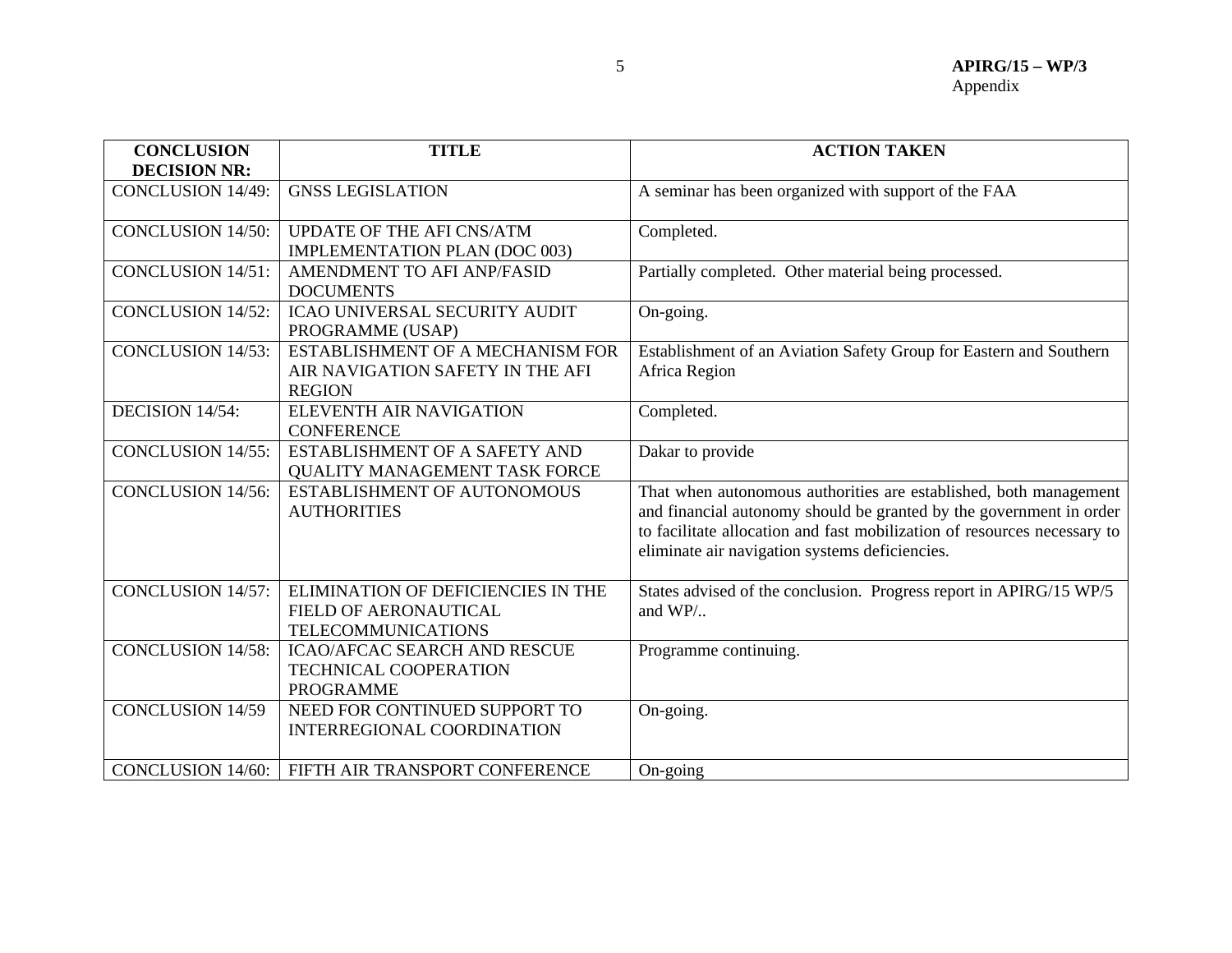| CONCLUSION DECISION NR: | TITLE | ACTION TAKEN |
|---|---|---|
| CONCLUSION 14/49: | GNSS LEGISLATION | A seminar has been organized with support of the FAA |
| CONCLUSION 14/50: | UPDATE OF THE AFI CNS/ATM IMPLEMENTATION PLAN (DOC 003) | Completed. |
| CONCLUSION 14/51: | AMENDMENT TO AFI ANP/FASID DOCUMENTS | Partially completed. Other material being processed. |
| CONCLUSION 14/52: | ICAO UNIVERSAL SECURITY AUDIT PROGRAMME (USAP) | On-going. |
| CONCLUSION 14/53: | ESTABLISHMENT OF A MECHANISM FOR AIR NAVIGATION SAFETY IN THE AFI REGION | Establishment of an Aviation Safety Group for Eastern and Southern Africa Region |
| DECISION 14/54: | ELEVENTH AIR NAVIGATION CONFERENCE | Completed. |
| CONCLUSION 14/55: | ESTABLISHMENT OF A SAFETY AND QUALITY MANAGEMENT TASK FORCE | Dakar to provide |
| CONCLUSION 14/56: | ESTABLISHMENT OF AUTONOMOUS AUTHORITIES | That when autonomous authorities are established, both management and financial autonomy should be granted by the government in order to facilitate allocation and fast mobilization of resources necessary to eliminate air navigation systems deficiencies. |
| CONCLUSION 14/57: | ELIMINATION OF DEFICIENCIES IN THE FIELD OF AERONAUTICAL TELECOMMUNICATIONS | States advised of the conclusion. Progress report in APIRG/15 WP/5 and WP/.. |
| CONCLUSION 14/58: | ICAO/AFCAC SEARCH AND RESCUE TECHNICAL COOPERATION PROGRAMME | Programme continuing. |
| CONCLUSION 14/59 | NEED FOR CONTINUED SUPPORT TO INTERREGIONAL COORDINATION | On-going. |
| CONCLUSION 14/60: | FIFTH AIR TRANSPORT CONFERENCE | On-going |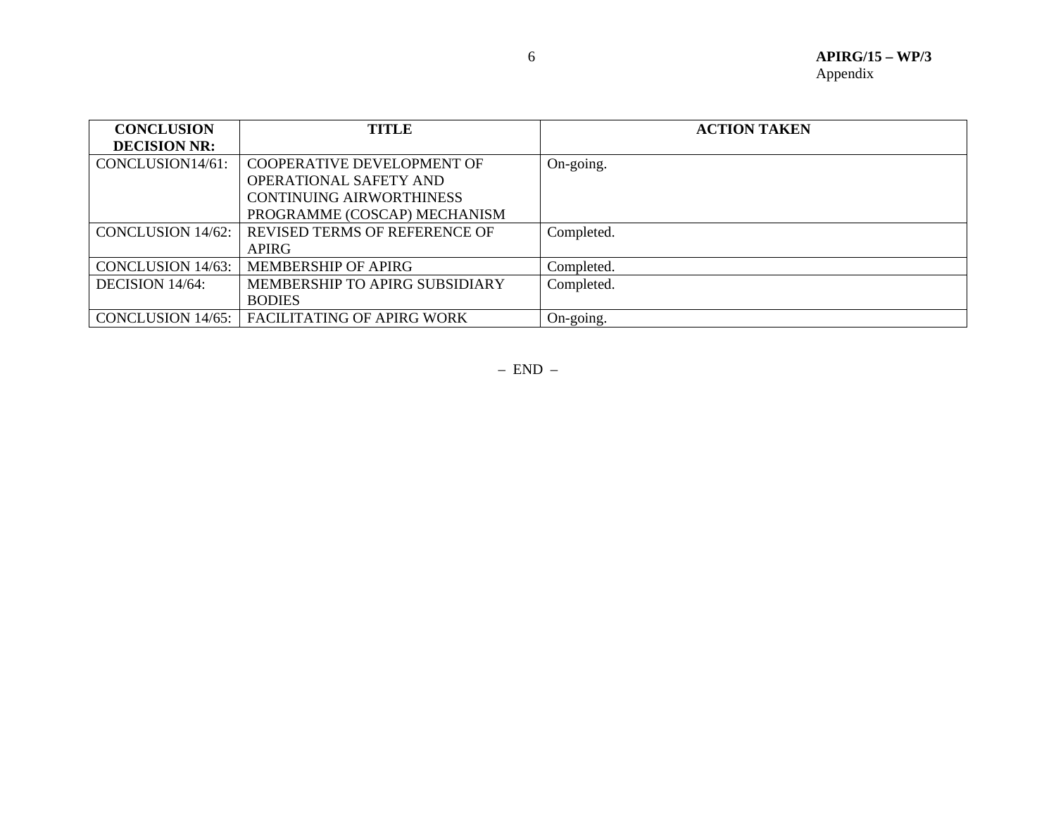| CONCLUSION DECISION NR: | TITLE | ACTION TAKEN |
|---|---|---|
| CONCLUSION14/61: | COOPERATIVE DEVELOPMENT OF OPERATIONAL SAFETY AND CONTINUING AIRWORTHINESS PROGRAMME (COSCAP) MECHANISM | On-going. |
| CONCLUSION 14/62: | REVISED TERMS OF REFERENCE OF APIRG | Completed. |
| CONCLUSION 14/63: | MEMBERSHIP OF APIRG | Completed. |
| DECISION 14/64: | MEMBERSHIP TO APIRG SUBSIDIARY BODIES | Completed. |
| CONCLUSION 14/65: | FACILITATING OF APIRG WORK | On-going. |

– END –